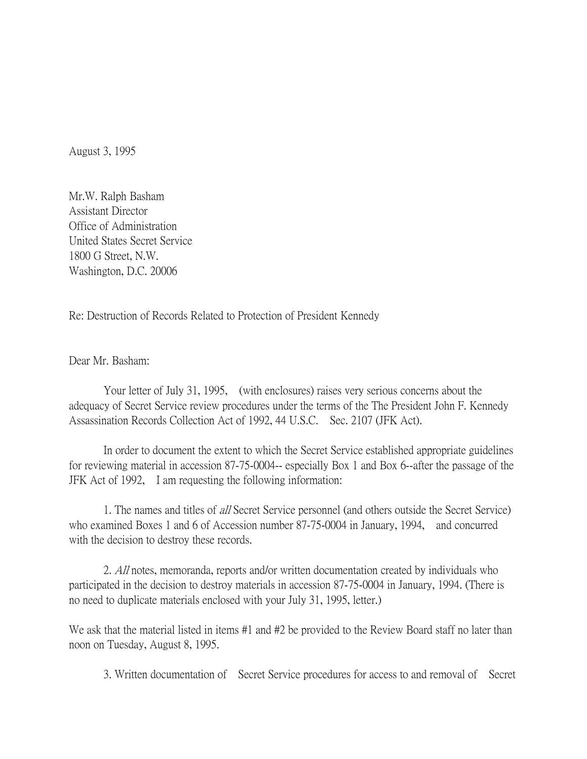August 3, 1995

Mr.W. Ralph Basham
Assistant Director
Office of Administration
United States Secret Service
1800 G Street, N.W.
Washington, D.C. 20006

Re: Destruction of Records Related to Protection of President Kennedy

Dear Mr. Basham:

Your letter of July 31, 1995, (with enclosures) raises very serious concerns about the adequacy of Secret Service review procedures under the terms of the The President John F. Kennedy Assassination Records Collection Act of 1992, 44 U.S.C. Sec. 2107 (JFK Act).

In order to document the extent to which the Secret Service established appropriate guidelines for reviewing material in accession 87-75-0004-- especially Box 1 and Box 6--after the passage of the JFK Act of 1992, I am requesting the following information:

1. The names and titles of *all* Secret Service personnel (and others outside the Secret Service) who examined Boxes 1 and 6 of Accession number 87-75-0004 in January, 1994, and concurred with the decision to destroy these records.

2. *All* notes, memoranda, reports and/or written documentation created by individuals who participated in the decision to destroy materials in accession 87-75-0004 in January, 1994. (There is no need to duplicate materials enclosed with your July 31, 1995, letter.)

We ask that the material listed in items #1 and #2 be provided to the Review Board staff no later than noon on Tuesday, August 8, 1995.

3. Written documentation of Secret Service procedures for access to and removal of Secret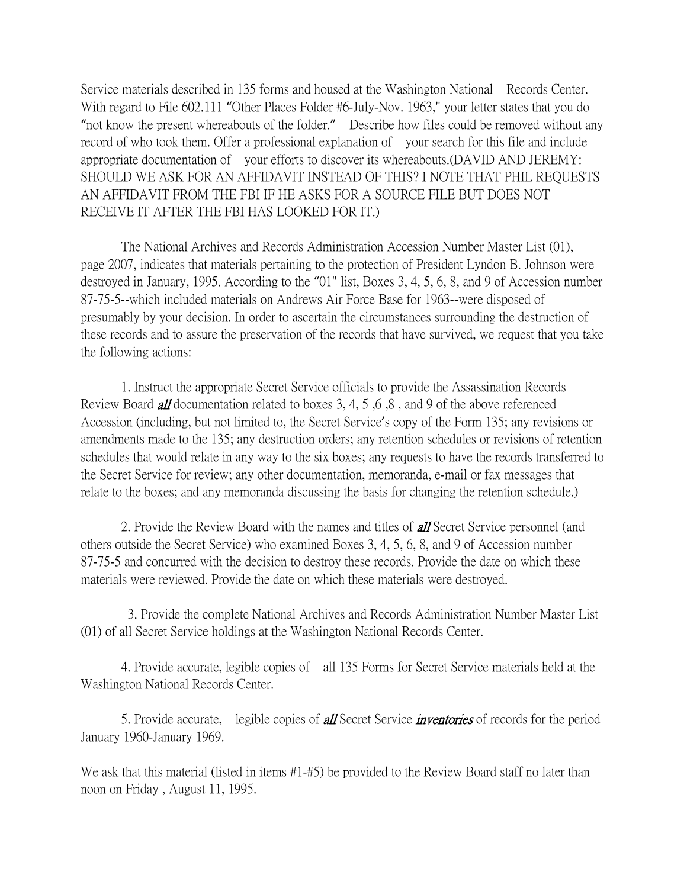Service materials described in 135 forms and housed at the Washington National Records Center. With regard to File 602.111 "Other Places Folder #6-July-Nov. 1963," your letter states that you do "not know the present whereabouts of the folder." Describe how files could be removed without any record of who took them. Offer a professional explanation of your search for this file and include appropriate documentation of your efforts to discover its whereabouts.(DAVID AND JEREMY: SHOULD WE ASK FOR AN AFFIDAVIT INSTEAD OF THIS? I NOTE THAT PHIL REQUESTS AN AFFIDAVIT FROM THE FBI IF HE ASKS FOR A SOURCE FILE BUT DOES NOT RECEIVE IT AFTER THE FBI HAS LOOKED FOR IT.)

The National Archives and Records Administration Accession Number Master List (01), page 2007, indicates that materials pertaining to the protection of President Lyndon B. Johnson were destroyed in January, 1995. According to the "01" list, Boxes 3, 4, 5, 6, 8, and 9 of Accession number 87-75-5--which included materials on Andrews Air Force Base for 1963--were disposed of presumably by your decision. In order to ascertain the circumstances surrounding the destruction of these records and to assure the preservation of the records that have survived, we request that you take the following actions:

1. Instruct the appropriate Secret Service officials to provide the Assassination Records Review Board ***all*** documentation related to boxes 3, 4, 5 ,6 ,8 , and 9 of the above referenced Accession (including, but not limited to, the Secret Service's copy of the Form 135; any revisions or amendments made to the 135; any destruction orders; any retention schedules or revisions of retention schedules that would relate in any way to the six boxes; any requests to have the records transferred to the Secret Service for review; any other documentation, memoranda, e-mail or fax messages that relate to the boxes; and any memoranda discussing the basis for changing the retention schedule.)

2. Provide the Review Board with the names and titles of ***all*** Secret Service personnel (and others outside the Secret Service) who examined Boxes 3, 4, 5, 6, 8, and 9 of Accession number 87-75-5 and concurred with the decision to destroy these records. Provide the date on which these materials were reviewed. Provide the date on which these materials were destroyed.

3. Provide the complete National Archives and Records Administration Number Master List (01) of all Secret Service holdings at the Washington National Records Center.

4. Provide accurate, legible copies of all 135 Forms for Secret Service materials held at the Washington National Records Center.

5. Provide accurate, legible copies of ***all*** Secret Service ***inventories*** of records for the period January 1960-January 1969.

We ask that this material (listed in items #1-#5) be provided to the Review Board staff no later than noon on Friday , August 11, 1995.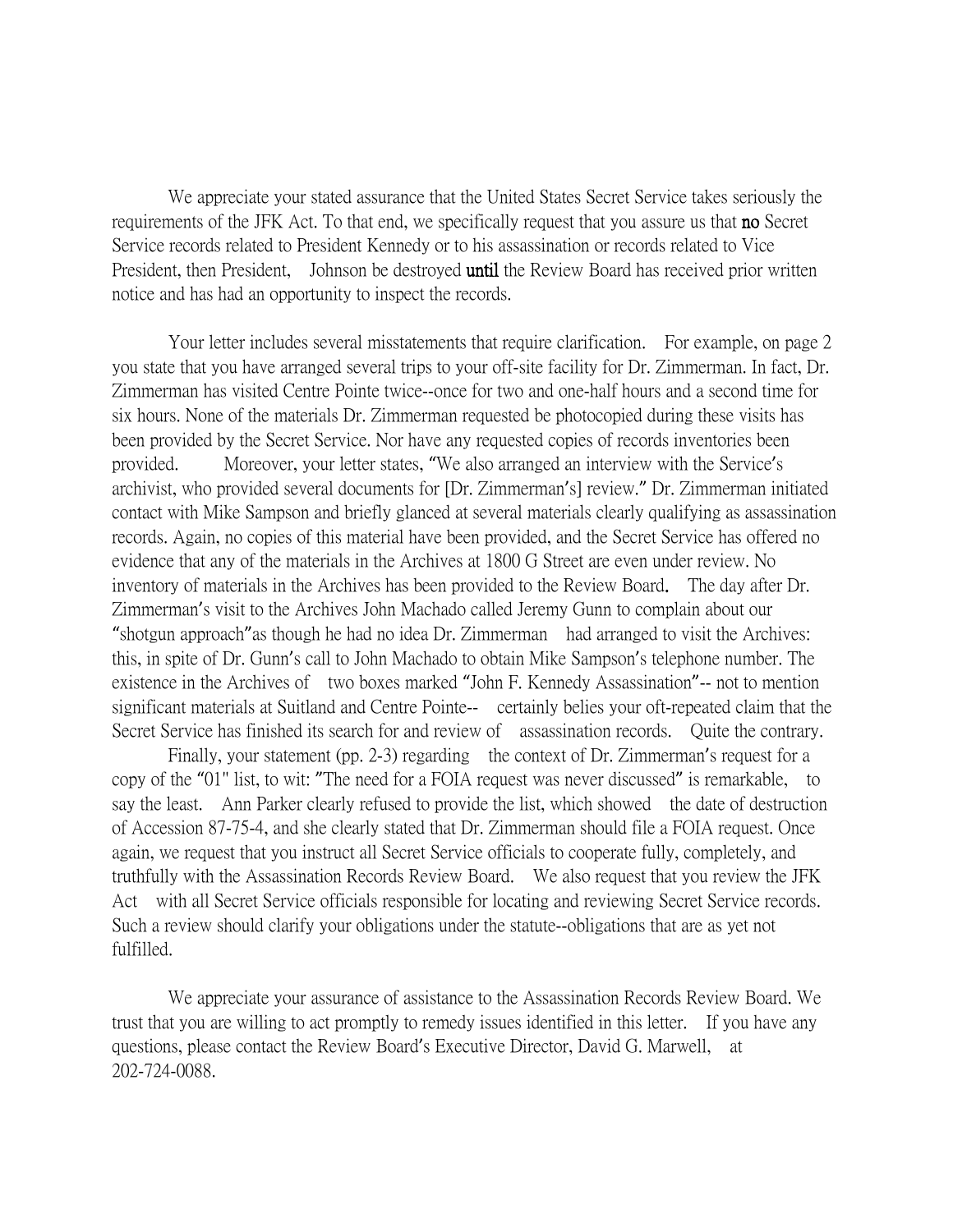We appreciate your stated assurance that the United States Secret Service takes seriously the requirements of the JFK Act. To that end, we specifically request that you assure us that **no** Secret Service records related to President Kennedy or to his assassination or records related to Vice President, then President, Johnson be destroyed **until** the Review Board has received prior written notice and has had an opportunity to inspect the records.

Your letter includes several misstatements that require clarification. For example, on page 2 you state that you have arranged several trips to your off-site facility for Dr. Zimmerman. In fact, Dr. Zimmerman has visited Centre Pointe twice--once for two and one-half hours and a second time for six hours. None of the materials Dr. Zimmerman requested be photocopied during these visits has been provided by the Secret Service. Nor have any requested copies of records inventories been provided. Moreover, your letter states, "We also arranged an interview with the Service's archivist, who provided several documents for [Dr. Zimmerman's] review." Dr. Zimmerman initiated contact with Mike Sampson and briefly glanced at several materials clearly qualifying as assassination records. Again, no copies of this material have been provided, and the Secret Service has offered no evidence that any of the materials in the Archives at 1800 G Street are even under review. No inventory of materials in the Archives has been provided to the Review Board. The day after Dr. Zimmerman's visit to the Archives John Machado called Jeremy Gunn to complain about our "shotgun approach" as though he had no idea Dr. Zimmerman had arranged to visit the Archives: this, in spite of Dr. Gunn's call to John Machado to obtain Mike Sampson's telephone number. The existence in the Archives of two boxes marked "John F. Kennedy Assassination"-- not to mention significant materials at Suitland and Centre Pointe-- certainly belies your oft-repeated claim that the Secret Service has finished its search for and review of assassination records. Quite the contrary.

Finally, your statement (pp. 2-3) regarding the context of Dr. Zimmerman's request for a copy of the "01" list, to wit: "The need for a FOIA request was never discussed" is remarkable, to say the least. Ann Parker clearly refused to provide the list, which showed the date of destruction of Accession 87-75-4, and she clearly stated that Dr. Zimmerman should file a FOIA request. Once again, we request that you instruct all Secret Service officials to cooperate fully, completely, and truthfully with the Assassination Records Review Board. We also request that you review the JFK Act with all Secret Service officials responsible for locating and reviewing Secret Service records. Such a review should clarify your obligations under the statute--obligations that are as yet not fulfilled.

We appreciate your assurance of assistance to the Assassination Records Review Board. We trust that you are willing to act promptly to remedy issues identified in this letter. If you have any questions, please contact the Review Board's Executive Director, David G. Marwell, at 202-724-0088.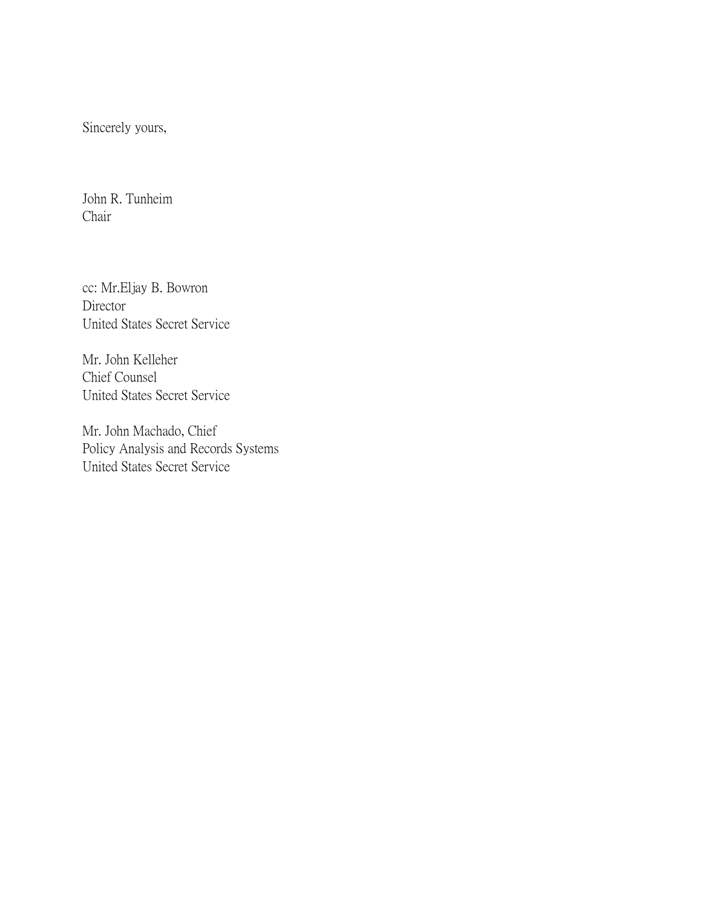Sincerely yours,

John R. Tunheim
Chair

cc: Mr.Eljay B. Bowron
Director
United States Secret Service

Mr. John Kelleher
Chief Counsel
United States Secret Service

Mr. John Machado, Chief
Policy Analysis and Records Systems
United States Secret Service